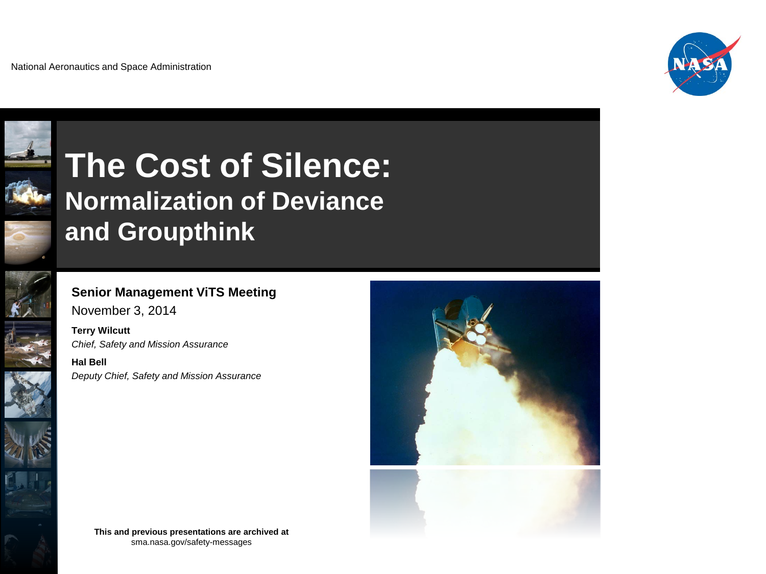National Aeronautics and Space Administration

# The Cost of Silence:
## Normalization of Deviance and Groupthink

**Senior Management ViTS Meeting**

November 3, 2014

**Terry Wilcutt**
*Chief, Safety and Mission Assurance*

**Hal Bell**
*Deputy Chief, Safety and Mission Assurance*

**This and previous presentations are archived at**
sma.nasa.gov/safety-messages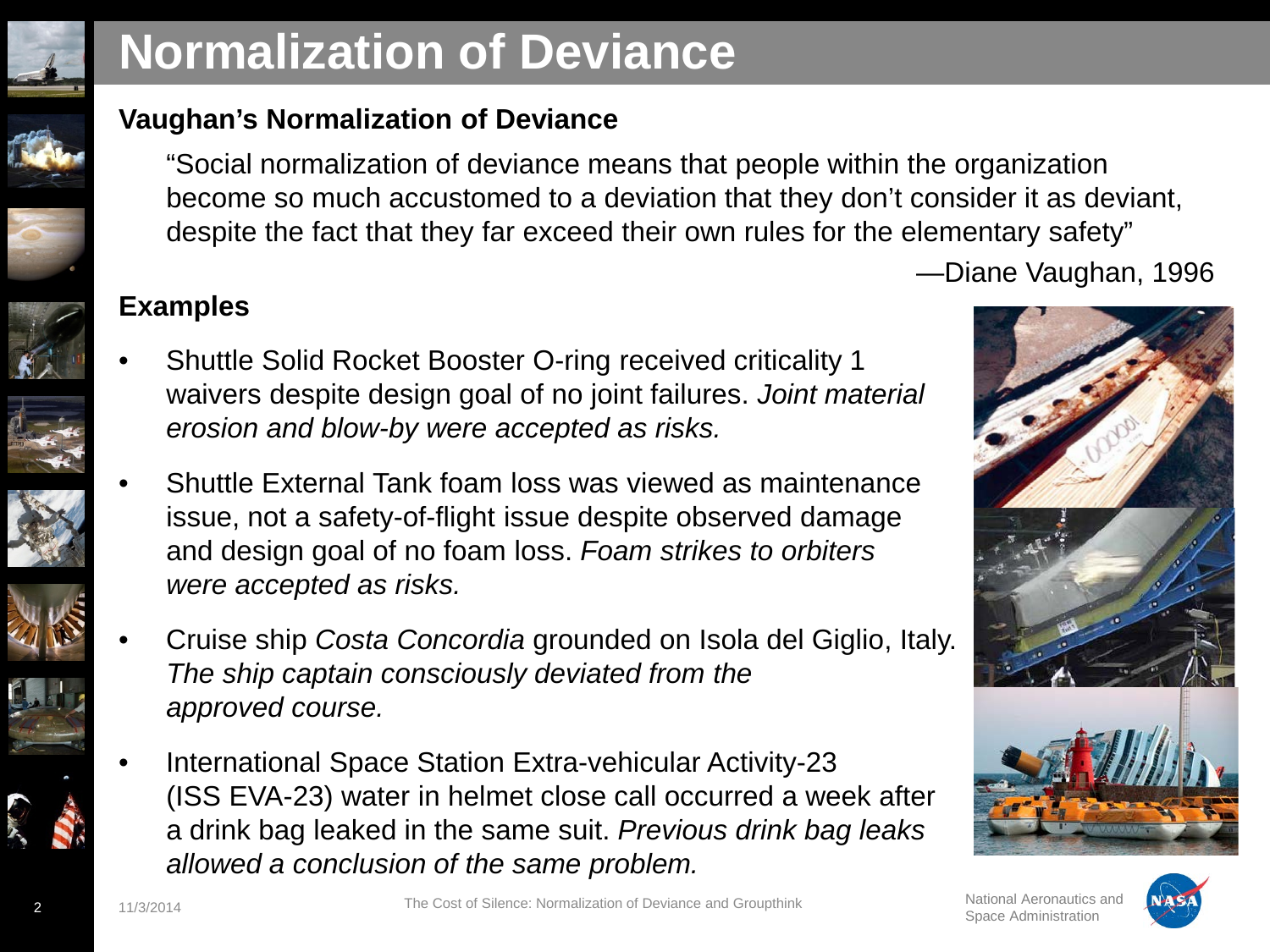# Normalization of Deviance

**Vaughan's Normalization of Deviance**

"Social normalization of deviance means that people within the organization become so much accustomed to a deviation that they don't consider it as deviant, despite the fact that they far exceed their own rules for the elementary safety"

—Diane Vaughan, 1996

**Examples**

- Shuttle Solid Rocket Booster O-ring received criticality 1 waivers despite design goal of no joint failures. *Joint material erosion and blow-by were accepted as risks.*
- Shuttle External Tank foam loss was viewed as maintenance issue, not a safety-of-flight issue despite observed damage and design goal of no foam loss. *Foam strikes to orbiters were accepted as risks.*
- Cruise ship *Costa Concordia* grounded on Isola del Giglio, Italy. *The ship captain consciously deviated from the approved course.*
- International Space Station Extra-vehicular Activity-23 (ISS EVA-23) water in helmet close call occurred a week after a drink bag leaked in the same suit. *Previous drink bag leaks allowed a conclusion of the same problem.*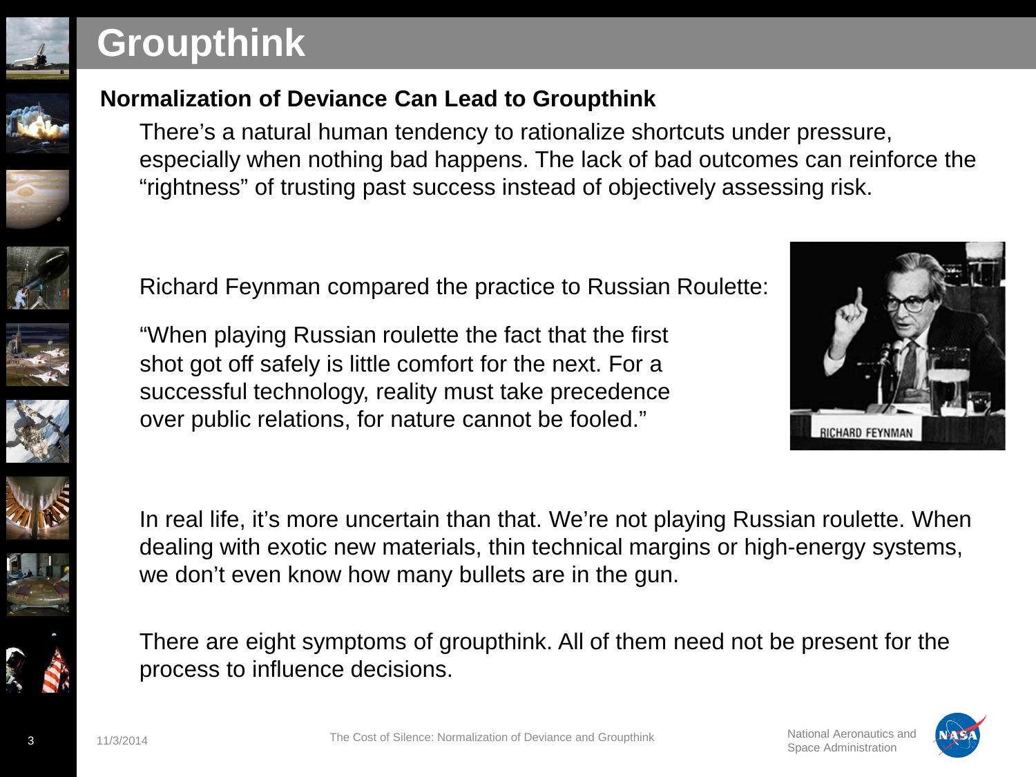# Groupthink

**Normalization of Deviance Can Lead to Groupthink**

There's a natural human tendency to rationalize shortcuts under pressure, especially when nothing bad happens. The lack of bad outcomes can reinforce the "rightness" of trusting past success instead of objectively assessing risk.

Richard Feynman compared the practice to Russian Roulette:

"When playing Russian roulette the fact that the first shot got off safely is little comfort for the next. For a successful technology, reality must take precedence over public relations, for nature cannot be fooled."

In real life, it's more uncertain than that. We're not playing Russian roulette. When dealing with exotic new materials, thin technical margins or high-energy systems, we don't even know how many bullets are in the gun.

There are eight symptoms of groupthink. All of them need not be present for the process to influence decisions.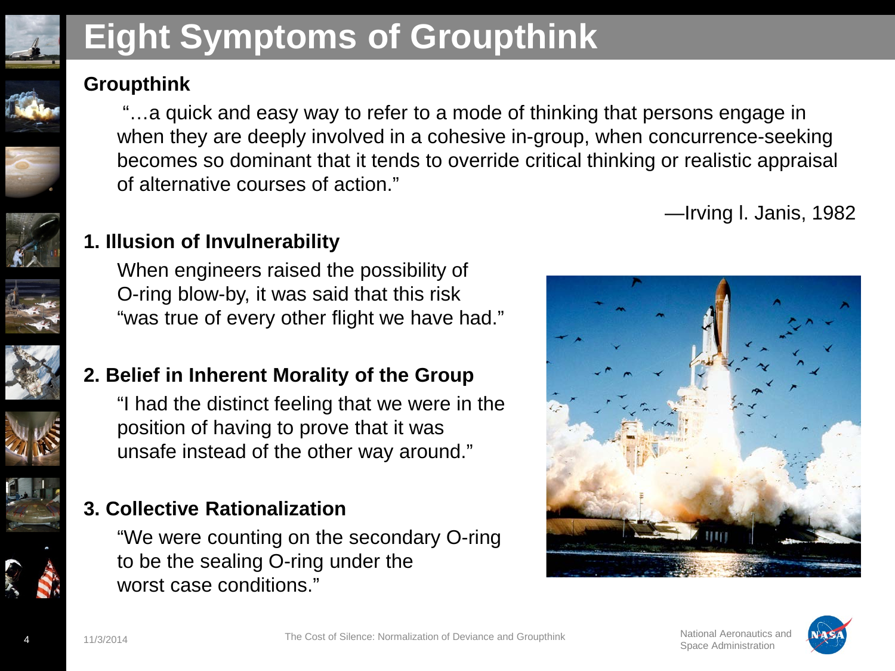# Eight Symptoms of Groupthink

**Groupthink**

"…a quick and easy way to refer to a mode of thinking that persons engage in when they are deeply involved in a cohesive in-group, when concurrence-seeking becomes so dominant that it tends to override critical thinking or realistic appraisal of alternative courses of action."

—Irving l. Janis, 1982

**1. Illusion of Invulnerability**

When engineers raised the possibility of O-ring blow-by, it was said that this risk "was true of every other flight we have had."

**2. Belief in Inherent Morality of the Group**

"I had the distinct feeling that we were in the position of having to prove that it was unsafe instead of the other way around."

**3. Collective Rationalization**

"We were counting on the secondary O-ring to be the sealing O-ring under the worst case conditions."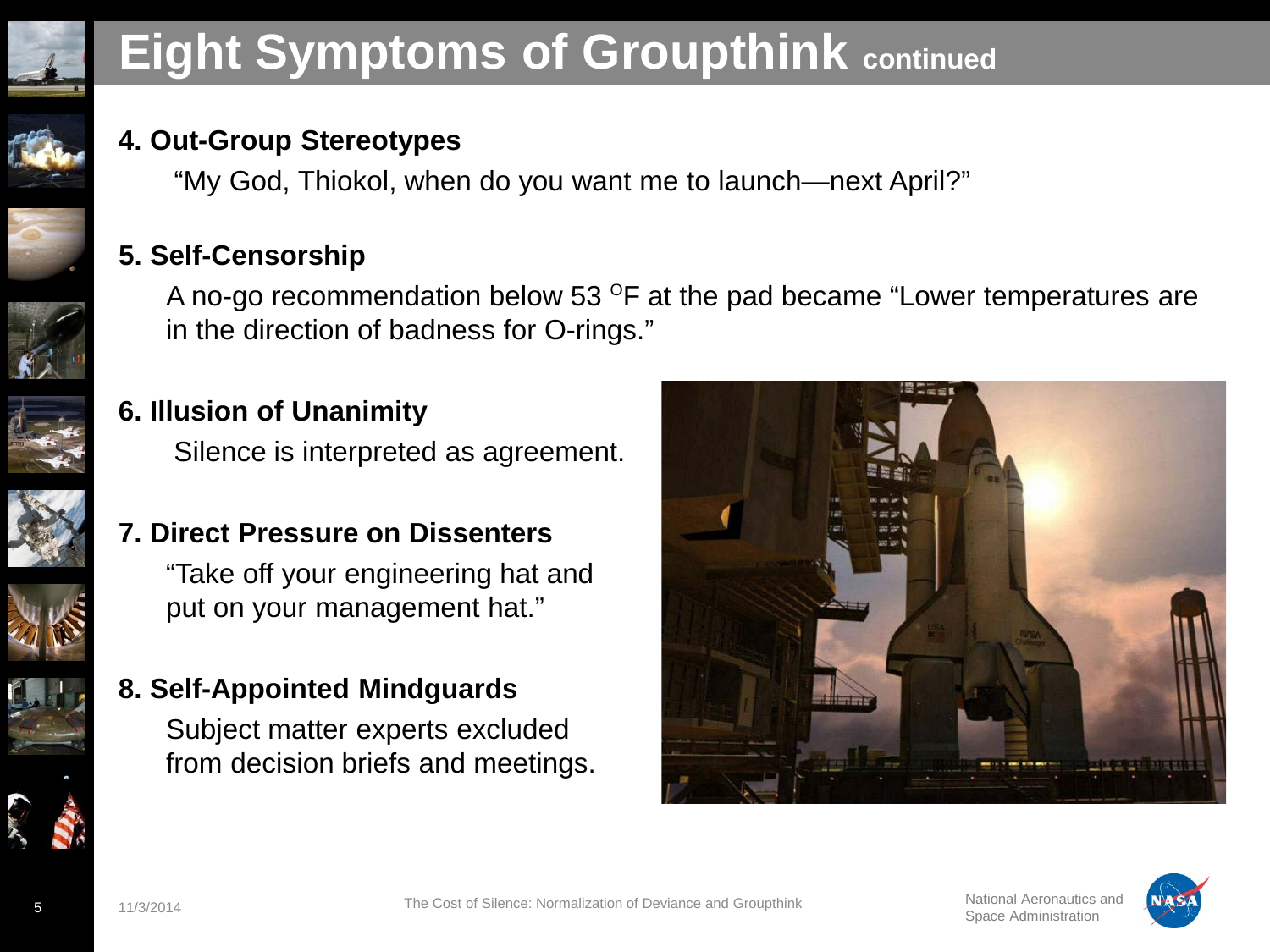# Eight Symptoms of Groupthink continued

**4. Out-Group Stereotypes**

"My God, Thiokol, when do you want me to launch—next April?"

**5. Self-Censorship**

A no-go recommendation below 53 $^{O}$F at the pad became "Lower temperatures are in the direction of badness for O-rings."

**6. Illusion of Unanimity**

Silence is interpreted as agreement.

**7. Direct Pressure on Dissenters**

"Take off your engineering hat and put on your management hat."

**8. Self-Appointed Mindguards**

Subject matter experts excluded from decision briefs and meetings.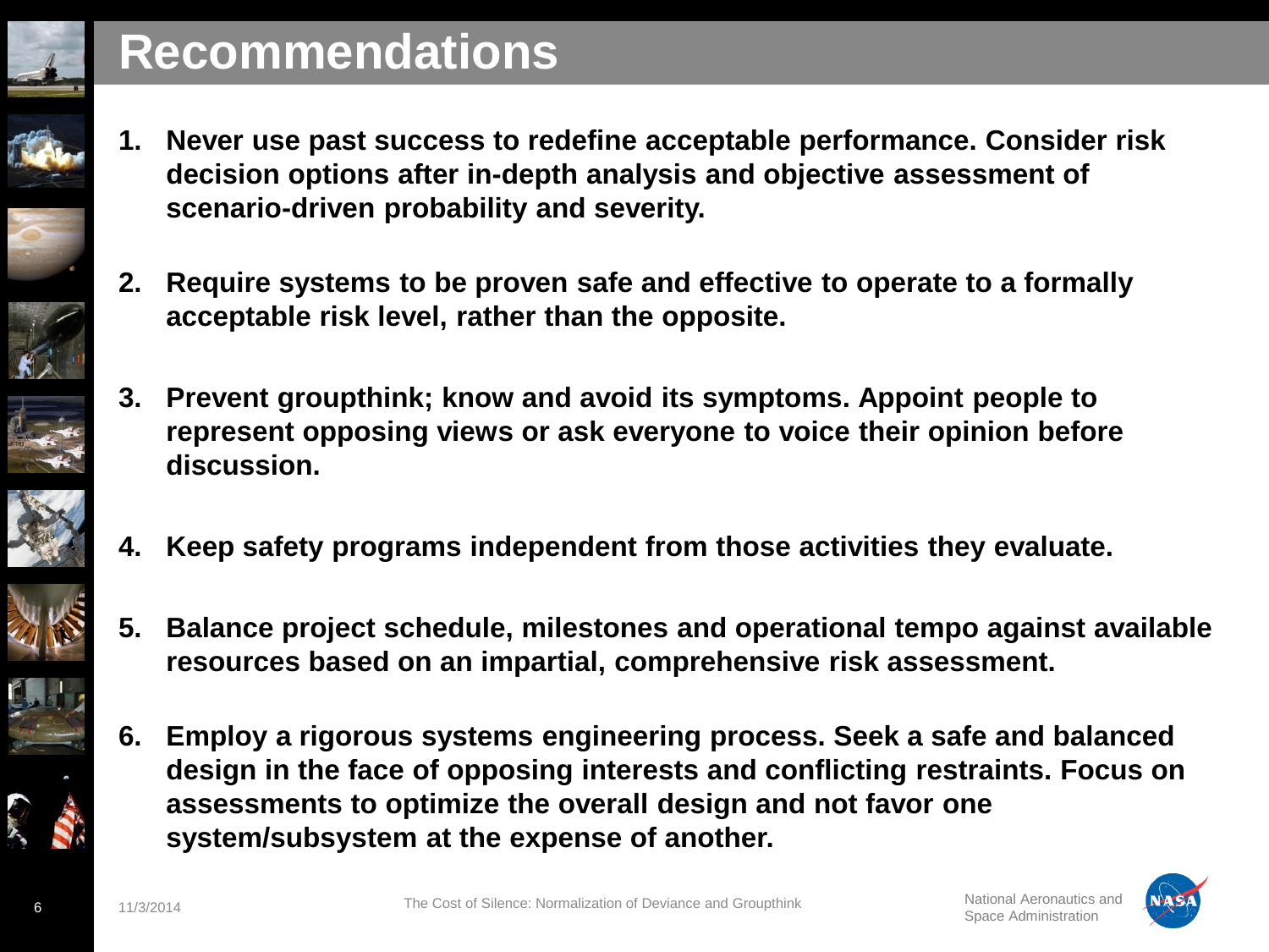# Recommendations

1. **Never use past success to redefine acceptable performance. Consider risk decision options after in-depth analysis and objective assessment of scenario-driven probability and severity.**

2. **Require systems to be proven safe and effective to operate to a formally acceptable risk level, rather than the opposite.**

3. **Prevent groupthink; know and avoid its symptoms. Appoint people to represent opposing views or ask everyone to voice their opinion before discussion.**

4. **Keep safety programs independent from those activities they evaluate.**

5. **Balance project schedule, milestones and operational tempo against available resources based on an impartial, comprehensive risk assessment.**

6. **Employ a rigorous systems engineering process. Seek a safe and balanced design in the face of opposing interests and conflicting restraints. Focus on assessments to optimize the overall design and not favor one system/subsystem at the expense of another.**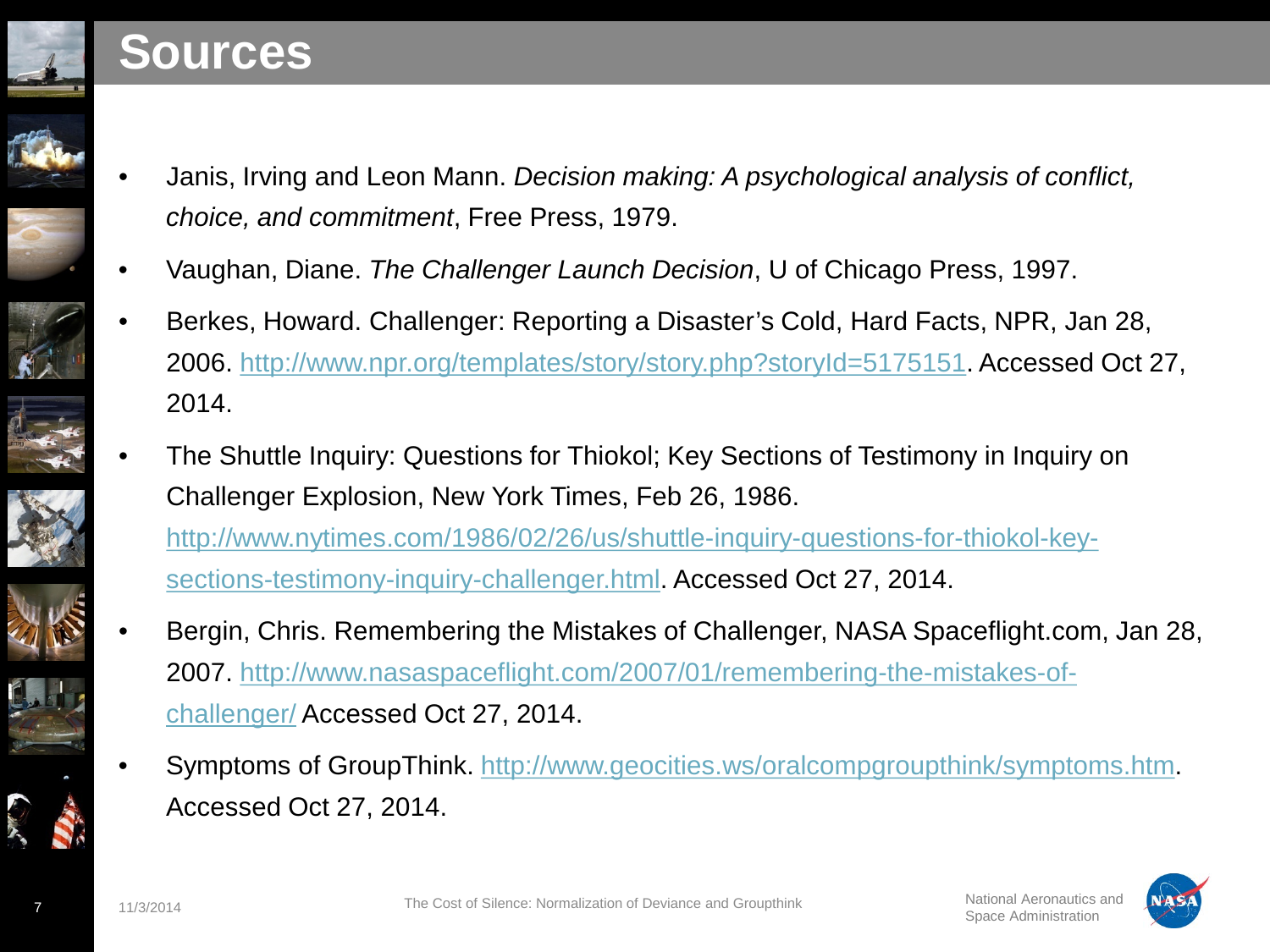# Sources

- Janis, Irving and Leon Mann. *Decision making: A psychological analysis of conflict, choice, and commitment*, Free Press, 1979.
- Vaughan, Diane. *The Challenger Launch Decision*, U of Chicago Press, 1997.
- Berkes, Howard. Challenger: Reporting a Disaster's Cold, Hard Facts, NPR, Jan 28, 2006. http://www.npr.org/templates/story/story.php?storyId=5175151. Accessed Oct 27, 2014.
- The Shuttle Inquiry: Questions for Thiokol; Key Sections of Testimony in Inquiry on Challenger Explosion, New York Times, Feb 26, 1986. http://www.nytimes.com/1986/02/26/us/shuttle-inquiry-questions-for-thiokol-key-sections-testimony-inquiry-challenger.html. Accessed Oct 27, 2014.
- Bergin, Chris. Remembering the Mistakes of Challenger, NASA Spaceflight.com, Jan 28, 2007. http://www.nasaspaceflight.com/2007/01/remembering-the-mistakes-of-challenger/ Accessed Oct 27, 2014.
- Symptoms of GroupThink. http://www.geocities.ws/oralcompgroupthink/symptoms.htm. Accessed Oct 27, 2014.